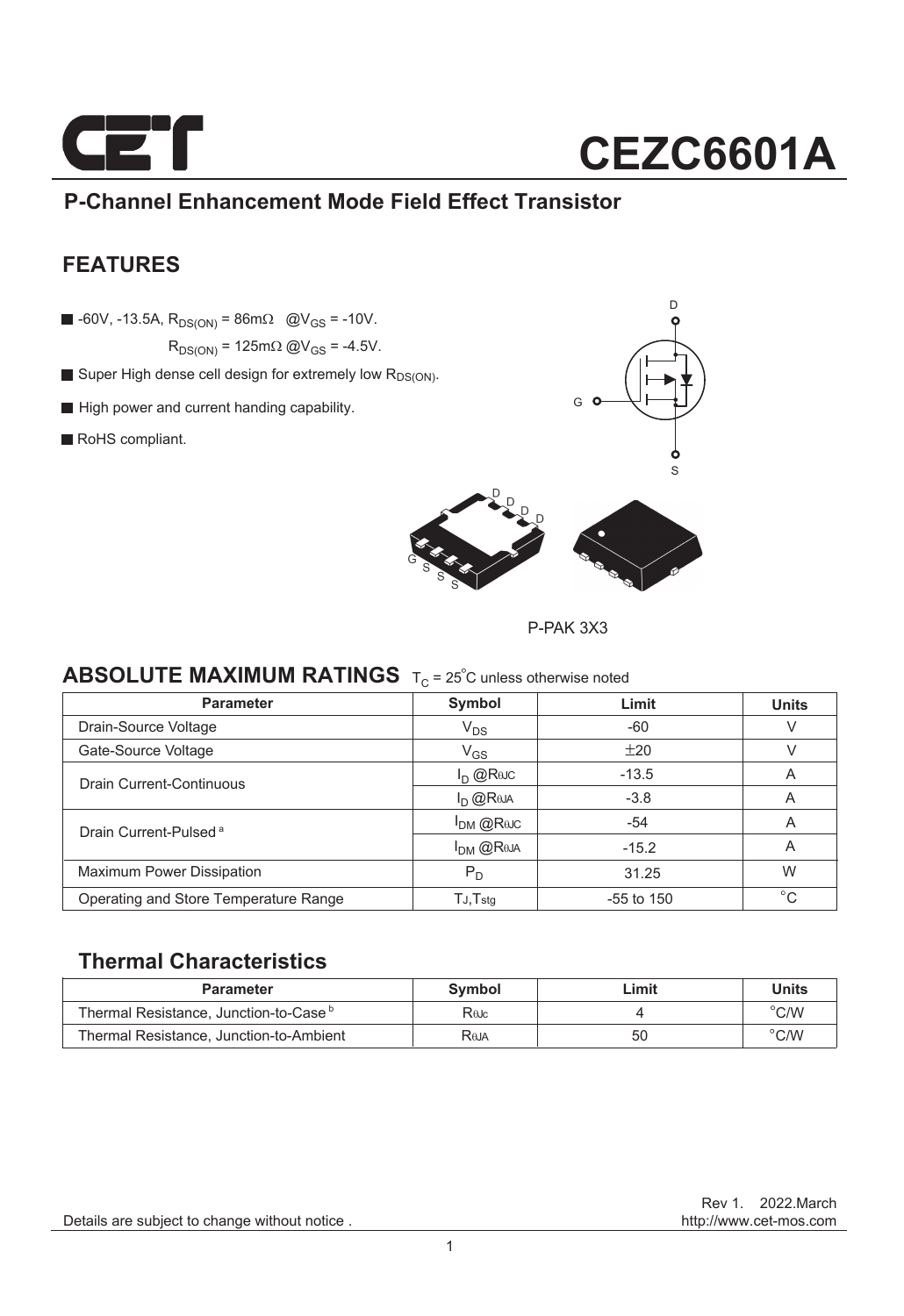# CEZC6601A

## P-Channel Enhancement Mode Field Effect Transistor

## FEATURES

- -60V, -13.5A, $R_{DS(ON)}$ = 86mΩ @$V_{GS}$ = -10V.
  $R_{DS(ON)}$ = 125mΩ @$V_{GS}$ = -4.5V.
- Super High dense cell design for extremely low $R_{DS(ON)}$.
- High power and current handing capability.
- RoHS compliant.

P-PAK 3X3

## ABSOLUTE MAXIMUM RATINGS $T_C$ = 25°C unless otherwise noted

| Parameter | Symbol | Limit | Units |
|---|---|---|---|
| Drain-Source Voltage | $V_{DS}$ | -60 | V |
| Gate-Source Voltage | $V_{GS}$ | ±20 | V |
| Drain Current-Continuous | $I_D$ @$R_{\theta JC}$ | -13.5 | A |
| | $I_D$ @$R_{\theta JA}$ | -3.8 | A |
| Drain Current-Pulsed [a] | $I_{DM}$ @$R_{\theta JC}$ | -54 | A |
| | $I_{DM}$ @$R_{\theta JA}$ | -15.2 | A |
| Maximum Power Dissipation | $P_D$ | 31.25 | W |
| Operating and Store Temperature Range | $T_J$,$T_{stg}$ | -55 to 150 | °C |

### Thermal Characteristics

| Parameter | Symbol | Limit | Units |
|---|---|---|---|
| Thermal Resistance, Junction-to-Case [b] | $R_{\theta Jc}$ | 4 | °C/W |
| Thermal Resistance, Junction-to-Ambient | $R_{\theta JA}$ | 50 | °C/W |

Rev 1. 2022.March

Details are subject to change without notice . http://www.cet-mos.com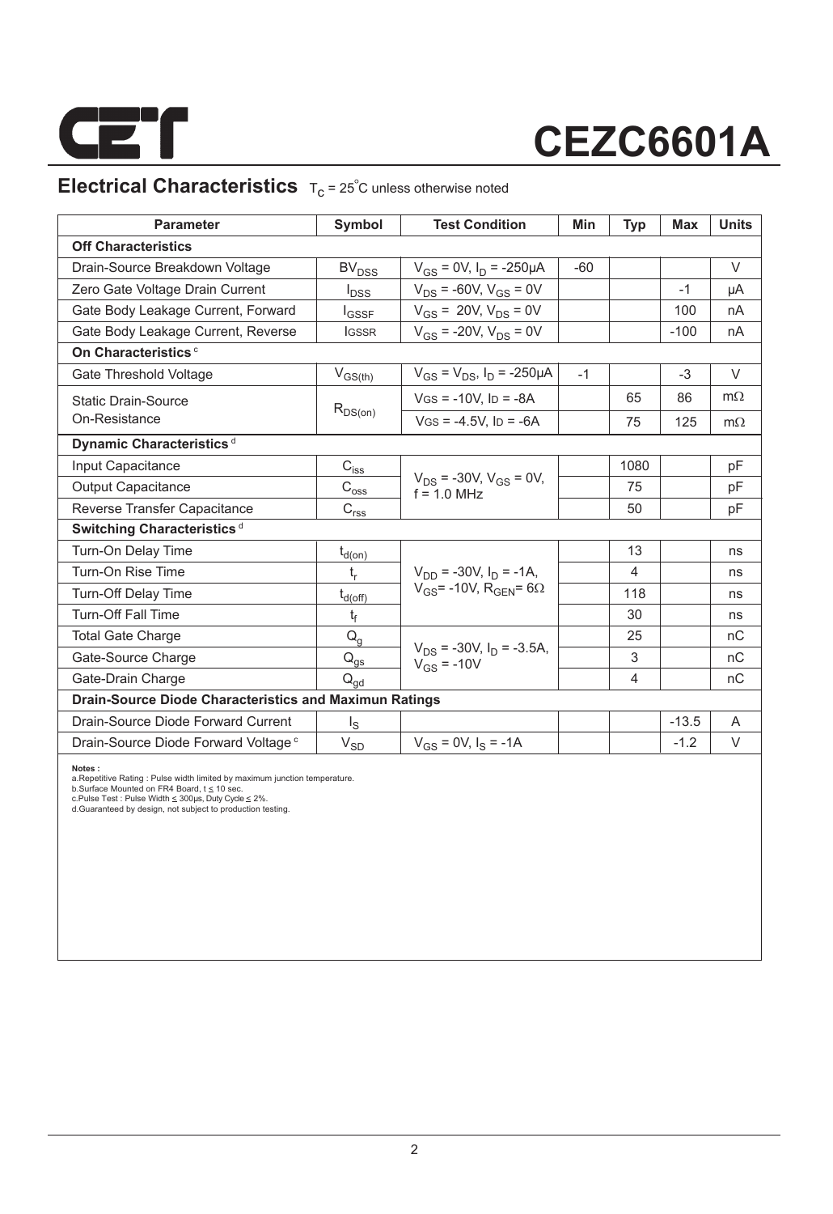# CEZC6601A

## Electrical Characteristics $T_C = 25^{\circ}C$ unless otherwise noted

| Parameter | Symbol | Test Condition | Min | Typ | Max | Units |
|---|---|---|---|---|---|---|
| **Off Characteristics** | | | | | | |
| Drain-Source Breakdown Voltage | $BV_{DSS}$ | $V_{GS}$ = 0V, $I_D$ = -250µA | -60 | | | V |
| Zero Gate Voltage Drain Current | $I_{DSS}$ | $V_{DS}$ = -60V, $V_{GS}$ = 0V | | | -1 | µA |
| Gate Body Leakage Current, Forward | $I_{GSSF}$ | $V_{GS}$ = 20V, $V_{DS}$ = 0V | | | 100 | nA |
| Gate Body Leakage Current, Reverse | $I_{GSSR}$ | $V_{GS}$ = -20V, $V_{DS}$ = 0V | | | -100 | nA |
| **On Characteristics** [c] | | | | | | |
| Gate Threshold Voltage | $V_{GS(th)}$ | $V_{GS}$ = $V_{DS}$, $I_D$ = -250µA | -1 | | -3 | V |
| Static Drain-Source On-Resistance | $R_{DS(on)}$ | $V_{GS}$ = -10V, $I_D$ = -8A | | 65 | 86 | mΩ |
| | | $V_{GS}$ = -4.5V, $I_D$ = -6A | | 75 | 125 | mΩ |
| **Dynamic Characteristics** [d] | | | | | | |
| Input Capacitance | $C_{iss}$ | $V_{DS}$ = -30V, $V_{GS}$ = 0V, f = 1.0 MHz | | 1080 | | pF |
| Output Capacitance | $C_{oss}$ | | | 75 | | pF |
| Reverse Transfer Capacitance | $C_{rss}$ | | | 50 | | pF |
| **Switching Characteristics** [d] | | | | | | |
| Turn-On Delay Time | $t_{d(on)}$ | $V_{DD}$ = -30V, $I_D$ = -1A, $V_{GS}$= -10V, $R_{GEN}$= 6Ω | | 13 | | ns |
| Turn-On Rise Time | $t_r$ | | | 4 | | ns |
| Turn-Off Delay Time | $t_{d(off)}$ | | | 118 | | ns |
| Turn-Off Fall Time | $t_f$ | | | 30 | | ns |
| Total Gate Charge | $Q_g$ | $V_{DS}$ = -30V, $I_D$ = -3.5A, $V_{GS}$ = -10V | | 25 | | nC |
| Gate-Source Charge | $Q_{gs}$ | | | 3 | | nC |
| Gate-Drain Charge | $Q_{gd}$ | | | 4 | | nC |
| **Drain-Source Diode Characteristics and Maximun Ratings** | | | | | | |
| Drain-Source Diode Forward Current | $I_S$ | | | | -13.5 | A |
| Drain-Source Diode Forward Voltage [c] | $V_{SD}$ | $V_{GS}$ = 0V, $I_S$ = -1A | | | -1.2 | V |

**Notes :**
a.Repetitive Rating : Pulse width limited by maximum junction temperature.
b.Surface Mounted on FR4 Board, t ≤ 10 sec.
c.Pulse Test : Pulse Width ≤ 300µs, Duty Cycle ≤ 2%.
d.Guaranteed by design, not subject to production testing.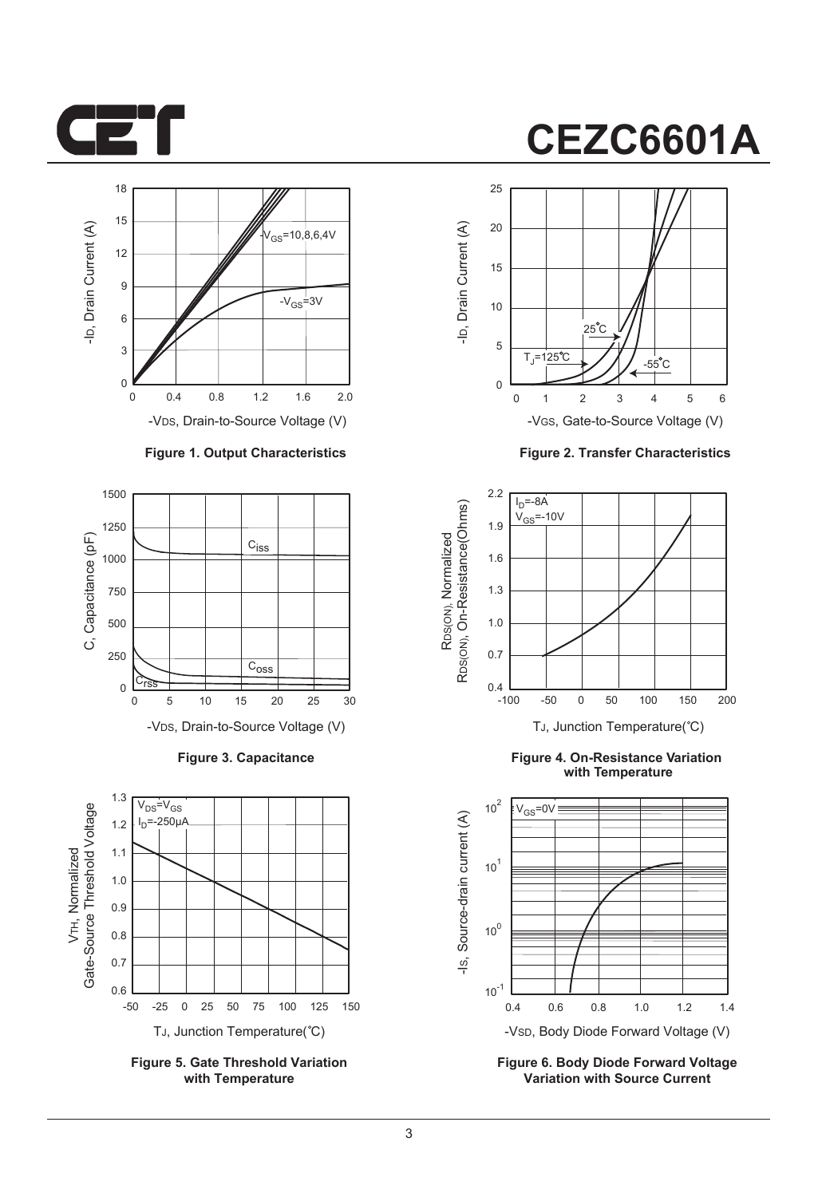Figure 1. Output Characteristics

Figure 2. Transfer Characteristics

Figure 3. Capacitance

Figure 4. On-Resistance Variation with Temperature

Figure 5. Gate Threshold Variation with Temperature

Figure 6. Body Diode Forward Voltage Variation with Source Current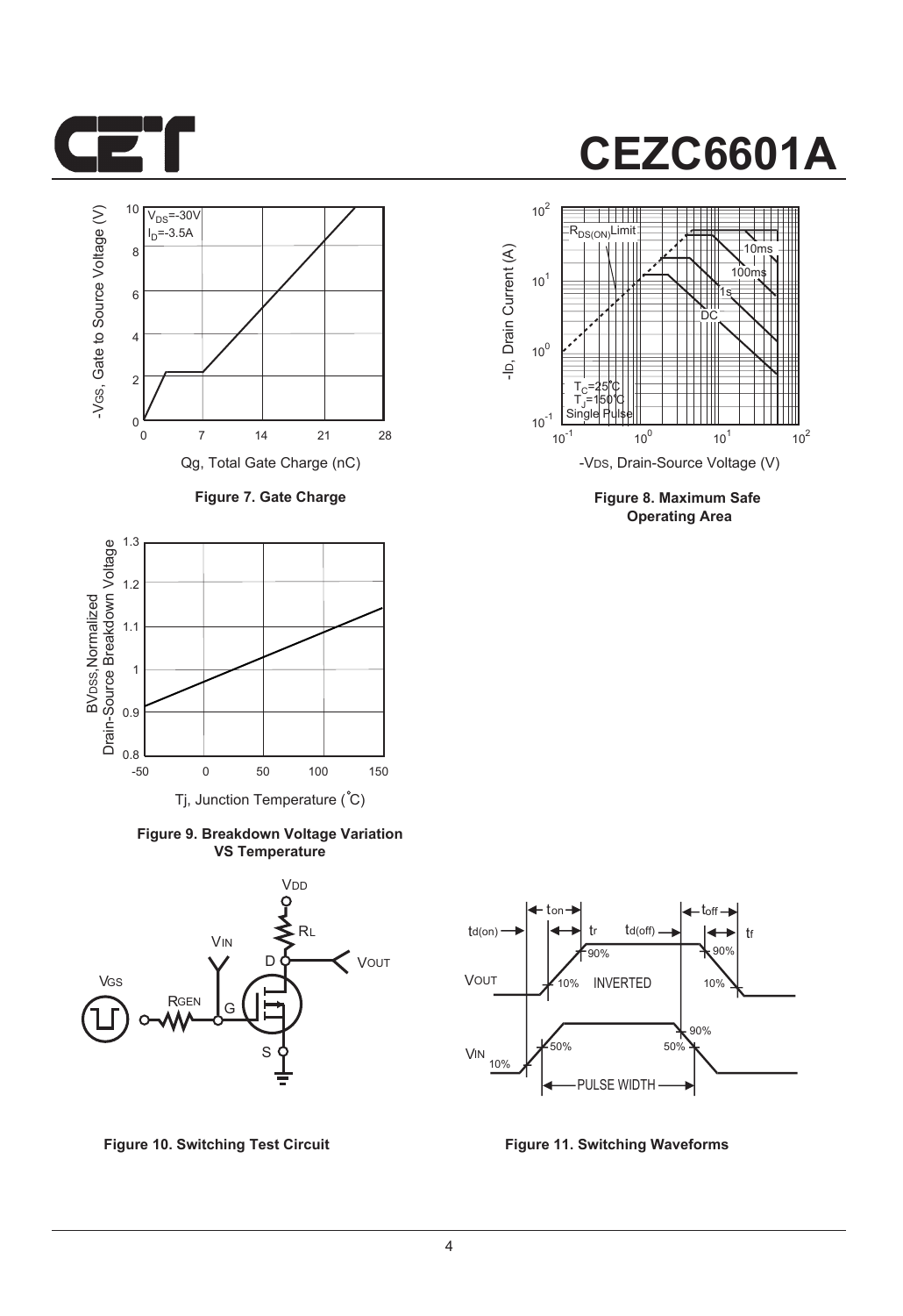# CEZC6601A

Figure 7. Gate Charge

Figure 8. Maximum Safe Operating Area

Figure 9. Breakdown Voltage Variation VS Temperature

Figure 10. Switching Test Circuit

Figure 11. Switching Waveforms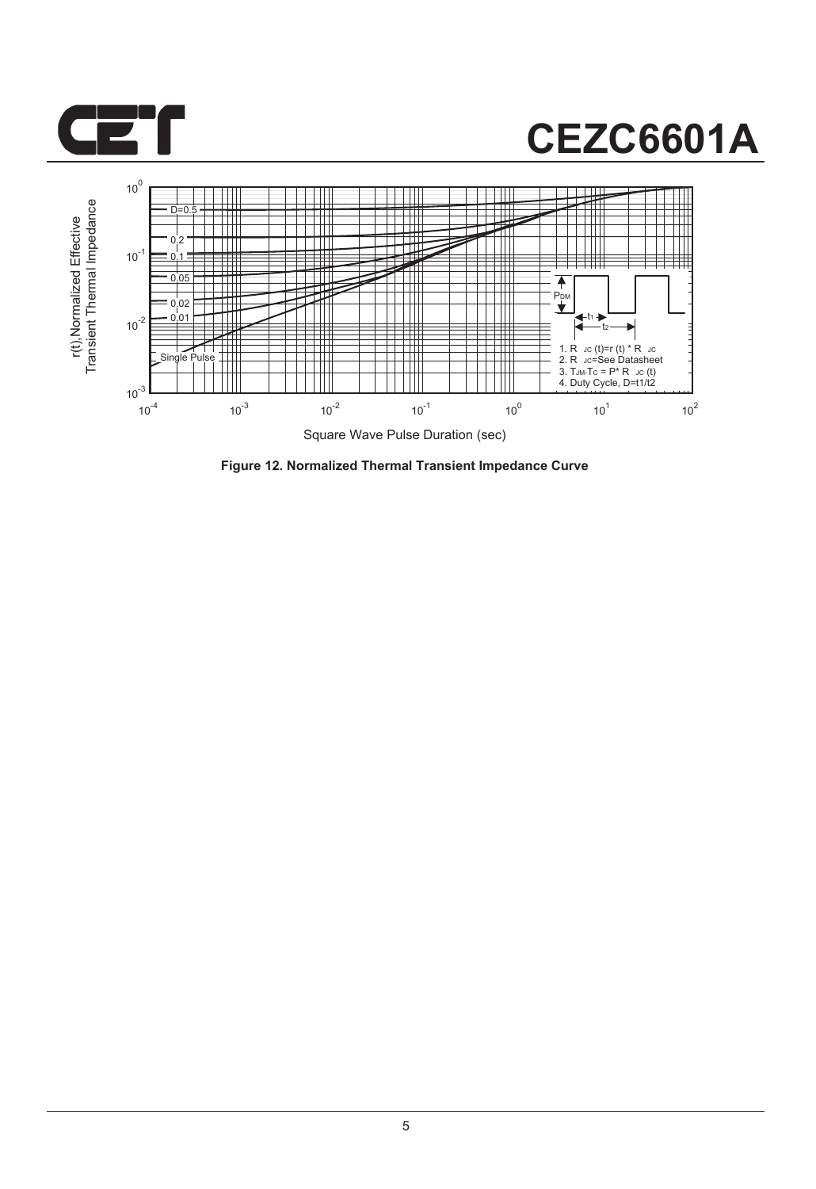Figure 12. Normalized Thermal Transient Impedance Curve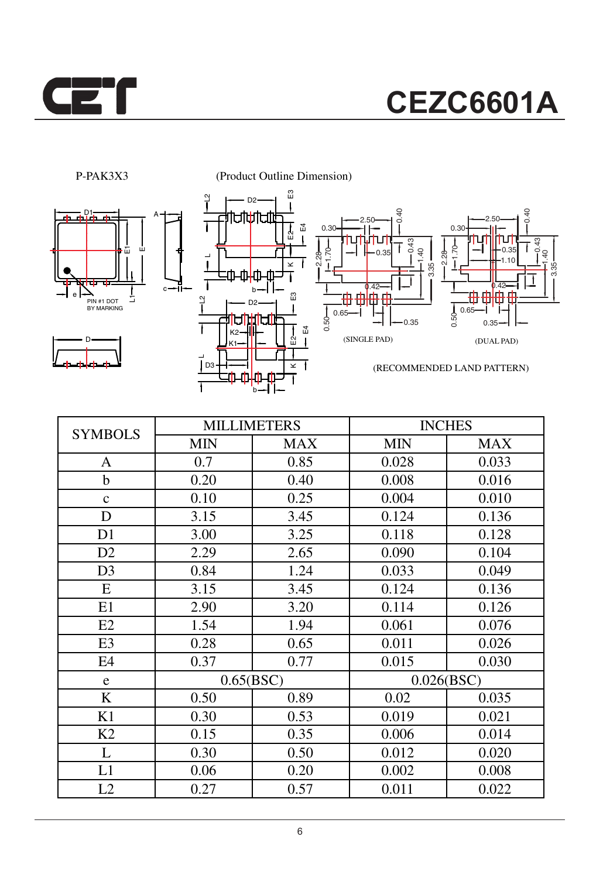# CEZC6601A

P-PAK3X3 (Product Outline Dimension)

PIN #1 DOT BY MARKING

(SINGLE PAD)

(DUAL PAD)

(RECOMMENDED LAND PATTERN)

| SYMBOLS | MILLIMETERS | | INCHES | |
|---|---|---|---|---|
| | MIN | MAX | MIN | MAX |
| A | 0.7 | 0.85 | 0.028 | 0.033 |
| b | 0.20 | 0.40 | 0.008 | 0.016 |
| c | 0.10 | 0.25 | 0.004 | 0.010 |
| D | 3.15 | 3.45 | 0.124 | 0.136 |
| D1 | 3.00 | 3.25 | 0.118 | 0.128 |
| D2 | 2.29 | 2.65 | 0.090 | 0.104 |
| D3 | 0.84 | 1.24 | 0.033 | 0.049 |
| E | 3.15 | 3.45 | 0.124 | 0.136 |
| E1 | 2.90 | 3.20 | 0.114 | 0.126 |
| E2 | 1.54 | 1.94 | 0.061 | 0.076 |
| E3 | 0.28 | 0.65 | 0.011 | 0.026 |
| E4 | 0.37 | 0.77 | 0.015 | 0.030 |
| e | 0.65(BSC) | | 0.026(BSC) | |
| K | 0.50 | 0.89 | 0.02 | 0.035 |
| K1 | 0.30 | 0.53 | 0.019 | 0.021 |
| K2 | 0.15 | 0.35 | 0.006 | 0.014 |
| L | 0.30 | 0.50 | 0.012 | 0.020 |
| L1 | 0.06 | 0.20 | 0.002 | 0.008 |
| L2 | 0.27 | 0.57 | 0.011 | 0.022 |